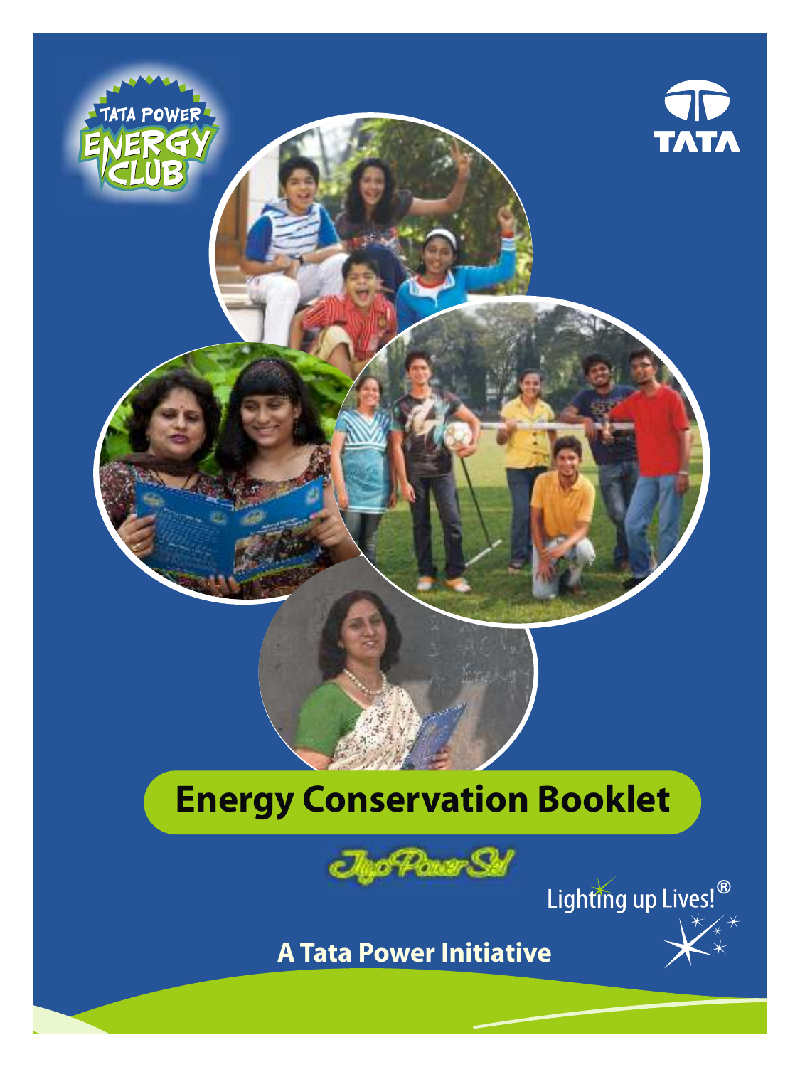TATA POWER ENERGY CLUB

TATA

# Energy Conservation Booklet

Jiyo Power Se!

Lighting up Lives!®

**A Tata Power Initiative**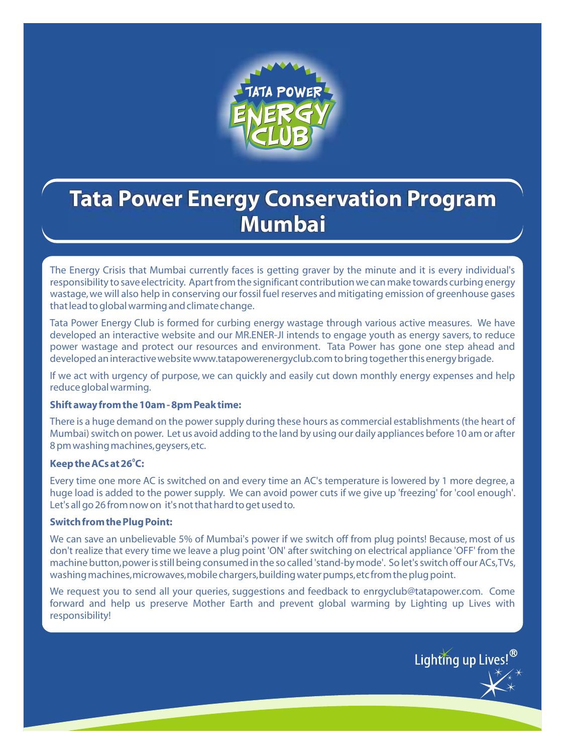TATA POWER ENERGY CLUB

# Tata Power Energy Conservation Program Mumbai

The Energy Crisis that Mumbai currently faces is getting graver by the minute and it is every individual's responsibility to save electricity. Apart from the significant contribution we can make towards curbing energy wastage, we will also help in conserving our fossil fuel reserves and mitigating emission of greenhouse gases that lead to global warming and climate change.

Tata Power Energy Club is formed for curbing energy wastage through various active measures. We have developed an interactive website and our MR.ENER-JI intends to engage youth as energy savers, to reduce power wastage and protect our resources and environment. Tata Power has gone one step ahead and developed an interactive website www.tatapowerenergyclub.com to bring together this energy brigade.

If we act with urgency of purpose, we can quickly and easily cut down monthly energy expenses and help reduce global warming.

**Shift away from the 10am - 8pm Peak time:**

There is a huge demand on the power supply during these hours as commercial establishments (the heart of Mumbai) switch on power. Let us avoid adding to the land by using our daily appliances before 10 am or after 8 pm washing machines, geysers, etc.

**Keep the ACs at 26°C:**

Every time one more AC is switched on and every time an AC's temperature is lowered by 1 more degree, a huge load is added to the power supply. We can avoid power cuts if we give up 'freezing' for 'cool enough'. Let's all go 26 from now on it's not that hard to get used to.

**Switch from the Plug Point:**

We can save an unbelievable 5% of Mumbai's power if we switch off from plug points! Because, most of us don't realize that every time we leave a plug point 'ON' after switching on electrical appliance 'OFF' from the machine button, power is still being consumed in the so called 'stand-by mode'. So let's switch off our ACs, TVs, washing machines, microwaves, mobile chargers, building water pumps, etc from the plug point.

We request you to send all your queries, suggestions and feedback to enrgyclub@tatapower.com. Come forward and help us preserve Mother Earth and prevent global warming by Lighting up Lives with responsibility!

Lighting up Lives!®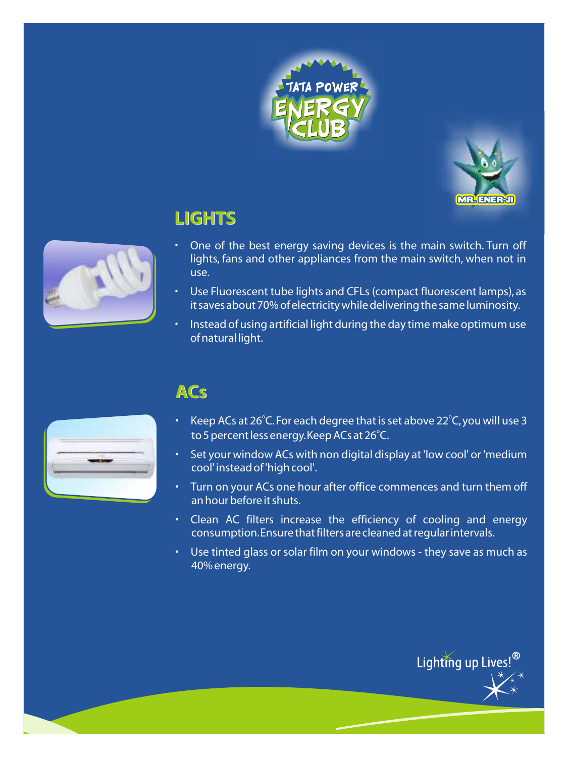## LIGHTS

- One of the best energy saving devices is the main switch. Turn off lights, fans and other appliances from the main switch, when not in use.
- Use Fluorescent tube lights and CFLs (compact fluorescent lamps), as it saves about 70% of electricity while delivering the same luminosity.
- Instead of using artificial light during the day time make optimum use of natural light.

## ACs

- Keep ACs at 26°C. For each degree that is set above 22°C, you will use 3 to 5 percent less energy. Keep ACs at 26°C.
- Set your window ACs with non digital display at 'low cool' or 'medium cool' instead of 'high cool'.
- Turn on your ACs one hour after office commences and turn them off an hour before it shuts.
- Clean AC filters increase the efficiency of cooling and energy consumption. Ensure that filters are cleaned at regular intervals.
- Use tinted glass or solar film on your windows - they save as much as 40% energy.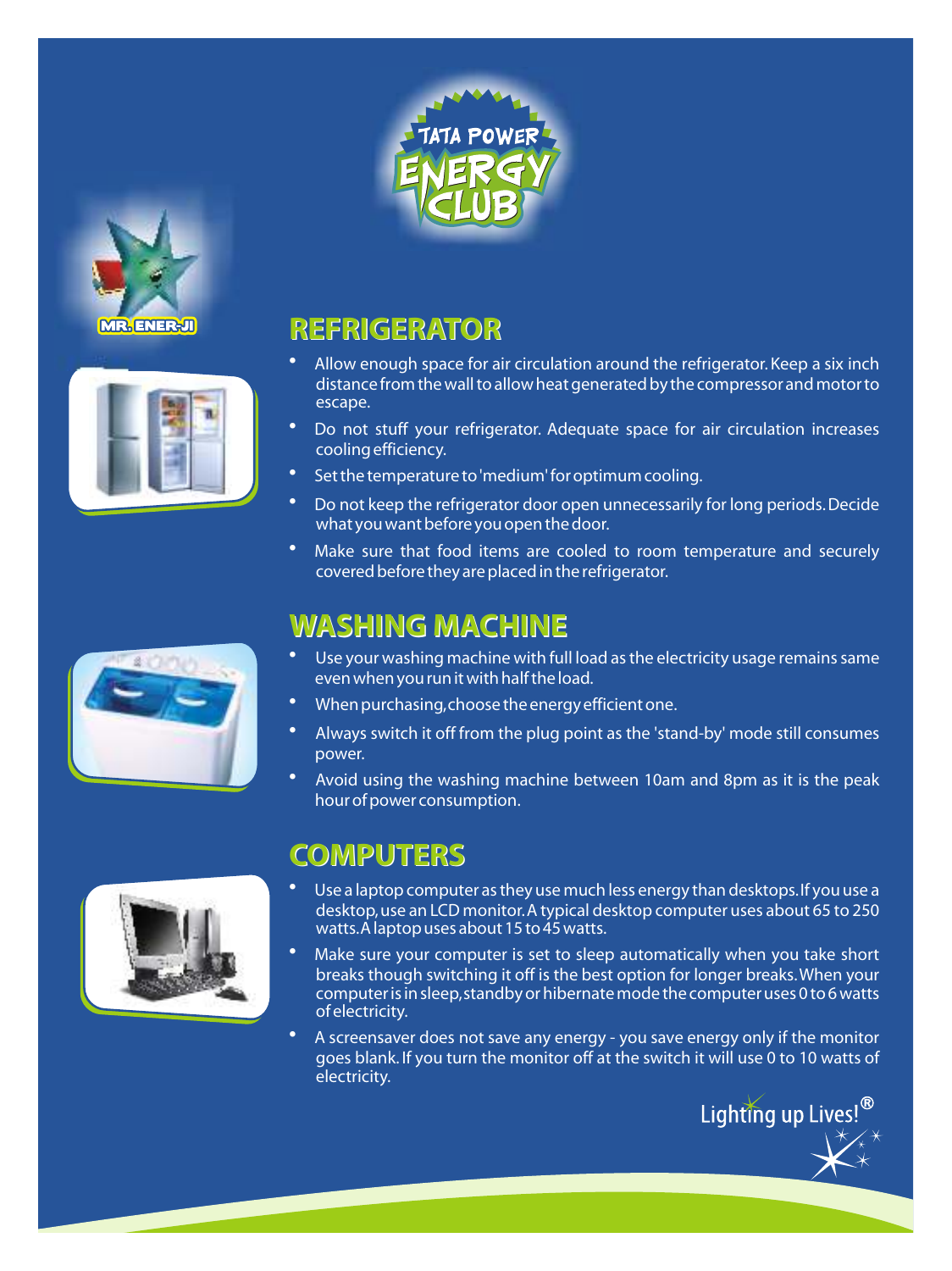TATA POWER ENERGY CLUB

MR. ENER-JI

## REFRIGERATOR

- Allow enough space for air circulation around the refrigerator. Keep a six inch distance from the wall to allow heat generated by the compressor and motor to escape.
- Do not stuff your refrigerator. Adequate space for air circulation increases cooling efficiency.
- Set the temperature to 'medium' for optimum cooling.
- Do not keep the refrigerator door open unnecessarily for long periods. Decide what you want before you open the door.
- Make sure that food items are cooled to room temperature and securely covered before they are placed in the refrigerator.

## WASHING MACHINE

- Use your washing machine with full load as the electricity usage remains same even when you run it with half the load.
- When purchasing, choose the energy efficient one.
- Always switch it off from the plug point as the 'stand-by' mode still consumes power.
- Avoid using the washing machine between 10am and 8pm as it is the peak hour of power consumption.

## COMPUTERS

- Use a laptop computer as they use much less energy than desktops. If you use a desktop, use an LCD monitor. A typical desktop computer uses about 65 to 250 watts. A laptop uses about 15 to 45 watts.
- Make sure your computer is set to sleep automatically when you take short breaks though switching it off is the best option for longer breaks. When your computer is in sleep, standby or hibernate mode the computer uses 0 to 6 watts of electricity.
- A screensaver does not save any energy - you save energy only if the monitor goes blank. If you turn the monitor off at the switch it will use 0 to 10 watts of electricity.

Lighting up Lives!®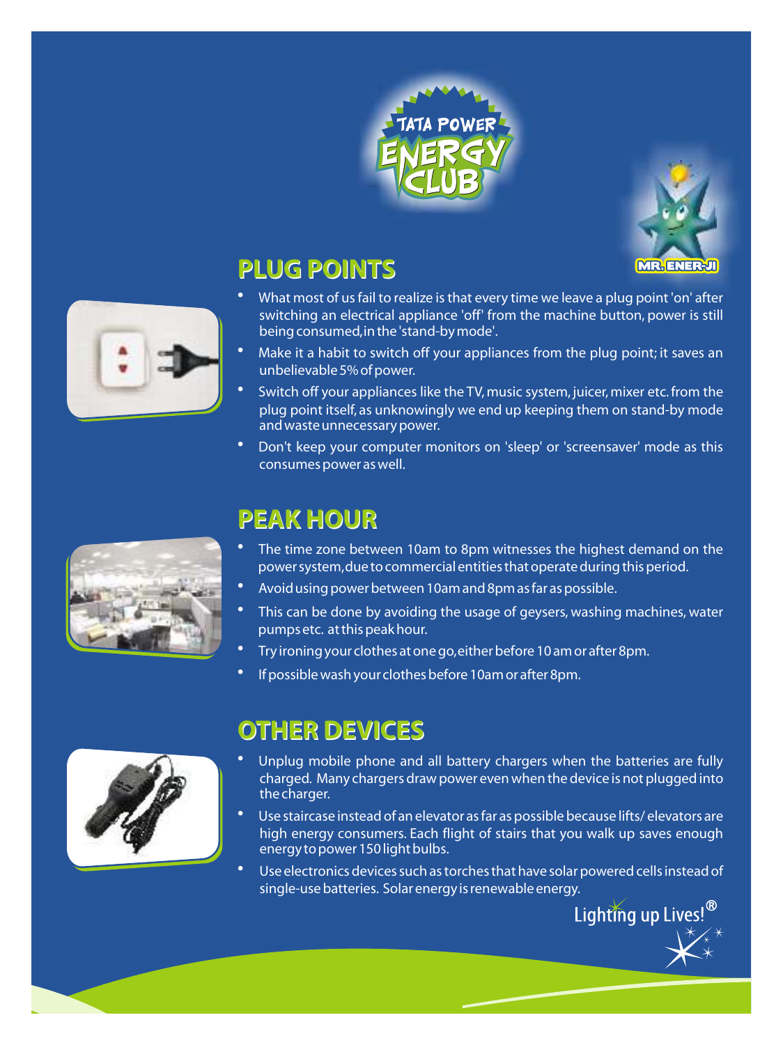TATA POWER ENERGY CLUB

MR. ENER-JI

## PLUG POINTS

- What most of us fail to realize is that every time we leave a plug point 'on' after switching an electrical appliance 'off' from the machine button, power is still being consumed,in the 'stand-by mode'.
- Make it a habit to switch off your appliances from the plug point; it saves an unbelievable 5% of power.
- Switch off your appliances like the TV, music system, juicer, mixer etc. from the plug point itself, as unknowingly we end up keeping them on stand-by mode and waste unnecessary power.
- Don't keep your computer monitors on 'sleep' or 'screensaver' mode as this consumes power as well.

## PEAK HOUR

- The time zone between 10am to 8pm witnesses the highest demand on the power system,due to commercial entities that operate during this period.
- Avoid using power between 10am and 8pm as far as possible.
- This can be done by avoiding the usage of geysers, washing machines, water pumps etc. at this peak hour.
- Try ironing your clothes at one go,either before 10 am or after 8pm.
- If possible wash your clothes before 10am or after 8pm.

## OTHER DEVICES

- Unplug mobile phone and all battery chargers when the batteries are fully charged. Many chargers draw power even when the device is not plugged into the charger.
- Use staircase instead of an elevator as far as possible because lifts/ elevators are high energy consumers. Each flight of stairs that you walk up saves enough energy to power 150 light bulbs.
- Use electronics devices such as torches that have solar powered cells instead of single-use batteries. Solar energy is renewable energy.

Lighting up Lives!®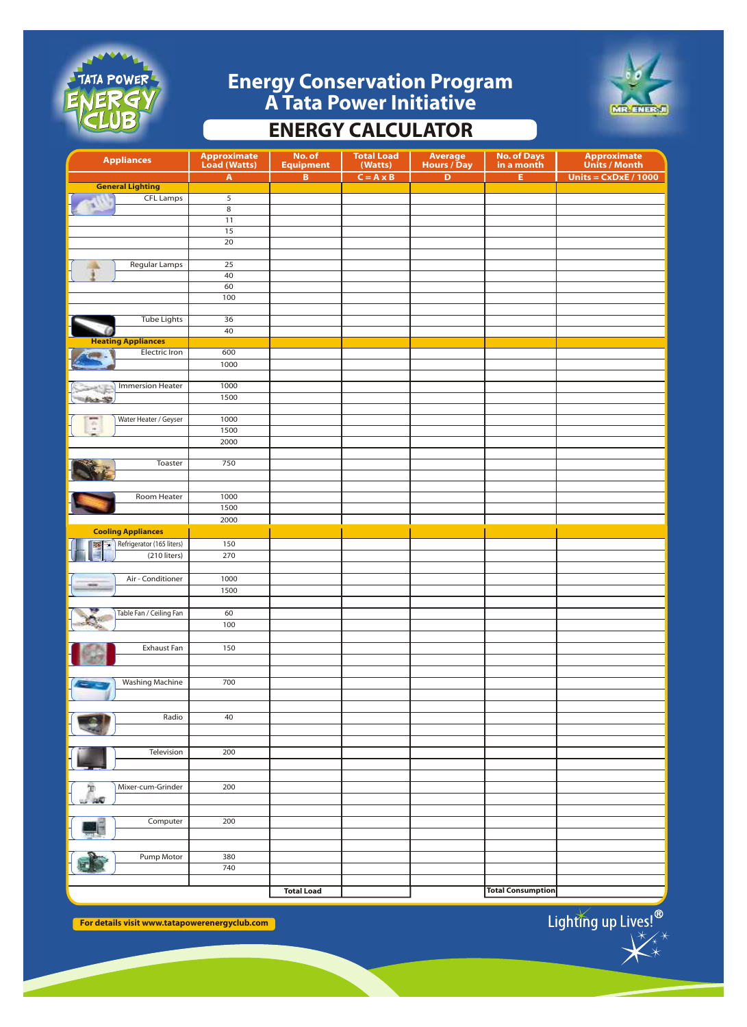# Energy Conservation Program
## A Tata Power Initiative

## ENERGY CALCULATOR

| Appliances | Approximate Load (Watts) | No. of Equipment | Total Load (Watts) | Average Hours / Day | No. of Days in a month | Approximate Units / Month |
|---|---|---|---|---|---|---|
| | A | B | C = A x B | D | E | Units = CxDxE / 1000 |
| **General Lighting** | | | | | | |
| CFL Lamps | 5 | | | | | |
| | 8 | | | | | |
| | 11 | | | | | |
| | 15 | | | | | |
| | 20 | | | | | |
| | | | | | | |
| Regular Lamps | 25 | | | | | |
| | 40 | | | | | |
| | 60 | | | | | |
| | 100 | | | | | |
| | | | | | | |
| Tube Lights | 36 | | | | | |
| | 40 | | | | | |
| **Heating Appliances** | | | | | | |
| Electric Iron | 600 | | | | | |
| | 1000 | | | | | |
| | | | | | | |
| Immersion Heater | 1000 | | | | | |
| | 1500 | | | | | |
| | | | | | | |
| Water Heater / Geyser | 1000 | | | | | |
| | 1500 | | | | | |
| | 2000 | | | | | |
| | | | | | | |
| Toaster | 750 | | | | | |
| | | | | | | |
| | | | | | | |
| Room Heater | 1000 | | | | | |
| | 1500 | | | | | |
| | 2000 | | | | | |
| **Cooling Appliances** | | | | | | |
| Refrigerator (165 liters) | 150 | | | | | |
| (210 liters) | 270 | | | | | |
| | | | | | | |
| Air - Conditioner | 1000 | | | | | |
| | 1500 | | | | | |
| | | | | | | |
| Table Fan / Ceiling Fan | 60 | | | | | |
| | 100 | | | | | |
| | | | | | | |
| Exhaust Fan | 150 | | | | | |
| | | | | | | |
| | | | | | | |
| Washing Machine | 700 | | | | | |
| | | | | | | |
| | | | | | | |
| Radio | 40 | | | | | |
| | | | | | | |
| | | | | | | |
| Television | 200 | | | | | |
| | | | | | | |
| | | | | | | |
| Mixer-cum-Grinder | 200 | | | | | |
| | | | | | | |
| | | | | | | |
| Computer | 200 | | | | | |
| | | | | | | |
| | | | | | | |
| Pump Motor | 380 | | | | | |
| | 740 | | | | | |
| | | | | | | |
| | | **Total Load** | | | **Total Consumption** | |

**For details visit www.tatapowerenergyclub.com**

Lighting up Lives!®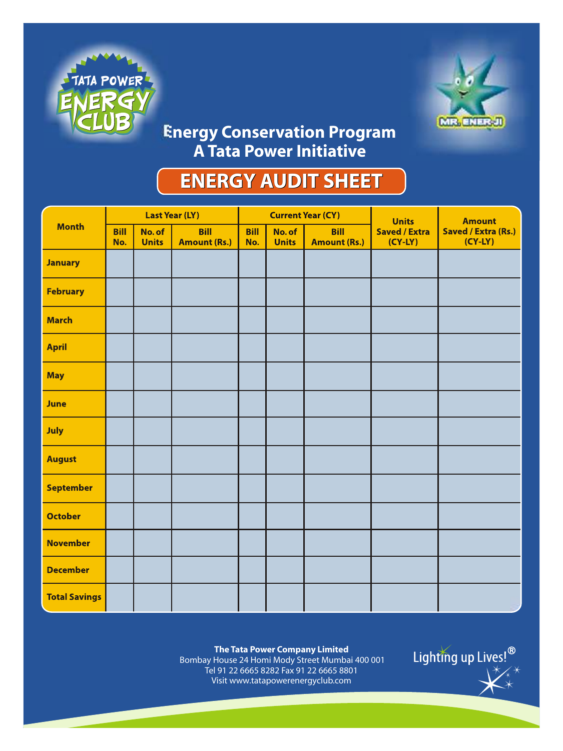TATA POWER ENERGY CLUB

MR. ENER-JI

# Energy Conservation Program
## A Tata Power Initiative

# ENERGY AUDIT SHEET

| Month | Last Year (LY) | | | Current Year (CY) | | | Units Saved / Extra (CY-LY) | Amount Saved / Extra (Rs.) (CY-LY) |
|---|---|---|---|---|---|---|---|---|
| | Bill No. | No. of Units | Bill Amount (Rs.) | Bill No. | No. of Units | Bill Amount (Rs.) | | |
| **January** | | | | | | | | |
| **February** | | | | | | | | |
| **March** | | | | | | | | |
| **April** | | | | | | | | |
| **May** | | | | | | | | |
| **June** | | | | | | | | |
| **July** | | | | | | | | |
| **August** | | | | | | | | |
| **September** | | | | | | | | |
| **October** | | | | | | | | |
| **November** | | | | | | | | |
| **December** | | | | | | | | |
| **Total Savings** | | | | | | | | |

**The Tata Power Company Limited**
Bombay House 24 Homi Mody Street Mumbai 400 001
Tel 91 22 6665 8282 Fax 91 22 6665 8801
Visit www.tatapowerenergyclub.com

Lighting up Lives!®